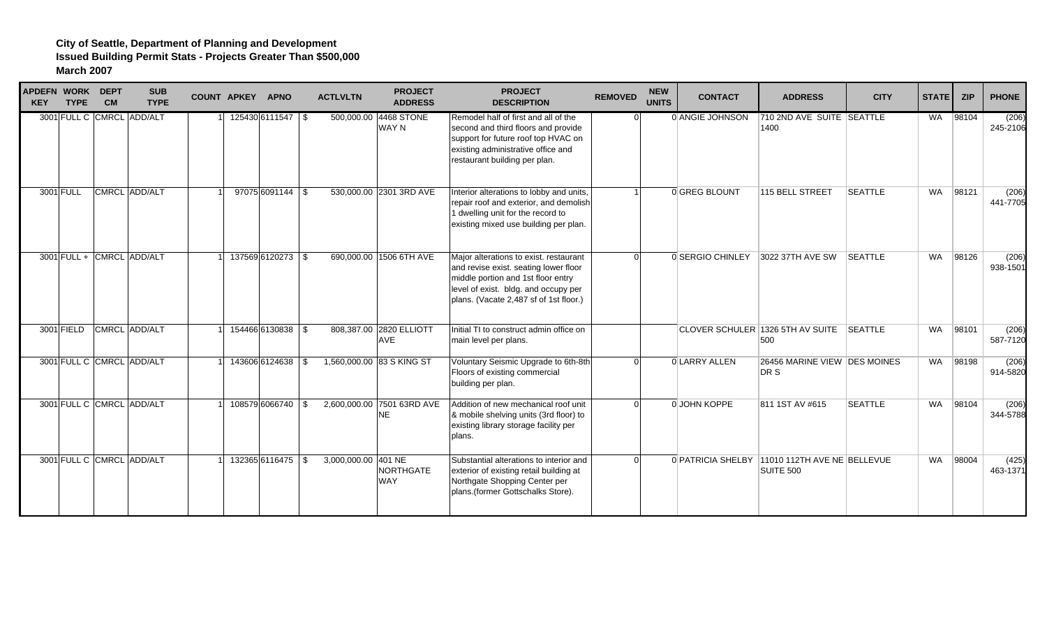**City of Seattle, Department of Planning and Development**
**Issued Building Permit Stats - Projects Greater Than $500,000**
**March 2007**

| APDEFN KEY | WORK TYPE | DEPT CM | SUB TYPE | COUNT | APKEY | APNO | ACTLVLTN | PROJECT ADDRESS | PROJECT DESCRIPTION | REMOVED | NEW UNITS | CONTACT | ADDRESS | CITY | STATE | ZIP | PHONE |
|---|---|---|---|---|---|---|---|---|---|---|---|---|---|---|---|---|---|
| 3001 | FULL C | CMRCL | ADD/ALT | 1 | 125430 | 6111547 | $ 500,000.00 | 4468 STONE WAY N | Remodel half of first and all of the second and third floors and provide support for future roof top HVAC on existing administrative office and restaurant building per plan. | 0 | 0 | ANGIE JOHNSON | 710 2ND AVE SUITE 1400 | SEATTLE | WA | 98104 | (206) 245-2106 |
| 3001 | FULL | CMRCL | ADD/ALT | 1 | 97075 | 6091144 | $ 530,000.00 | 2301 3RD AVE | Interior alterations to lobby and units, repair roof and exterior, and demolish 1 dwelling unit for the record to existing mixed use building per plan. | 1 | 0 | GREG BLOUNT | 115 BELL STREET | SEATTLE | WA | 98121 | (206) 441-7705 |
| 3001 | FULL + | CMRCL | ADD/ALT | 1 | 137569 | 6120273 | $ 690,000.00 | 1506 6TH AVE | Major alterations to exist. restaurant and revise exist. seating lower floor middle portion and 1st floor entry level of exist. bldg. and occupy per plans. (Vacate 2,487 sf of 1st floor.) | 0 | 0 | SERGIO CHINLEY | 3022 37TH AVE SW | SEATTLE | WA | 98126 | (206) 938-1501 |
| 3001 | FIELD | CMRCL | ADD/ALT | 1 | 154466 | 6130838 | $ 808,387.00 | 2820 ELLIOTT AVE | Initial TI to construct admin office on main level per plans. | | | CLOVER SCHULER | 1326 5TH AV SUITE 500 | SEATTLE | WA | 98101 | (206) 587-7120 |
| 3001 | FULL C | CMRCL | ADD/ALT | 1 | 143606 | 6124638 | $ 1,560,000.00 | 83 S KING ST | Voluntary Seismic Upgrade to 6th-8th Floors of existing commercial building per plan. | 0 | 0 | LARRY ALLEN | 26456 MARINE VIEW DR S | DES MOINES | WA | 98198 | (206) 914-5820 |
| 3001 | FULL C | CMRCL | ADD/ALT | 1 | 108579 | 6066740 | $ 2,600,000.00 | 7501 63RD AVE NE | Addition of new mechanical roof unit & mobile shelving units (3rd floor) to existing library storage facility per plans. | 0 | 0 | JOHN KOPPE | 811 1ST AV #615 | SEATTLE | WA | 98104 | (206) 344-5788 |
| 3001 | FULL C | CMRCL | ADD/ALT | 1 | 132365 | 6116475 | $ 3,000,000.00 | 401 NE NORTHGATE WAY | Substantial alterations to interior and exterior of existing retail building at Northgate Shopping Center per plans.(former Gottschalks Store). | 0 | 0 | PATRICIA SHELBY | 11010 112TH AVE NE SUITE 500 | BELLEVUE | WA | 98004 | (425) 463-1371 |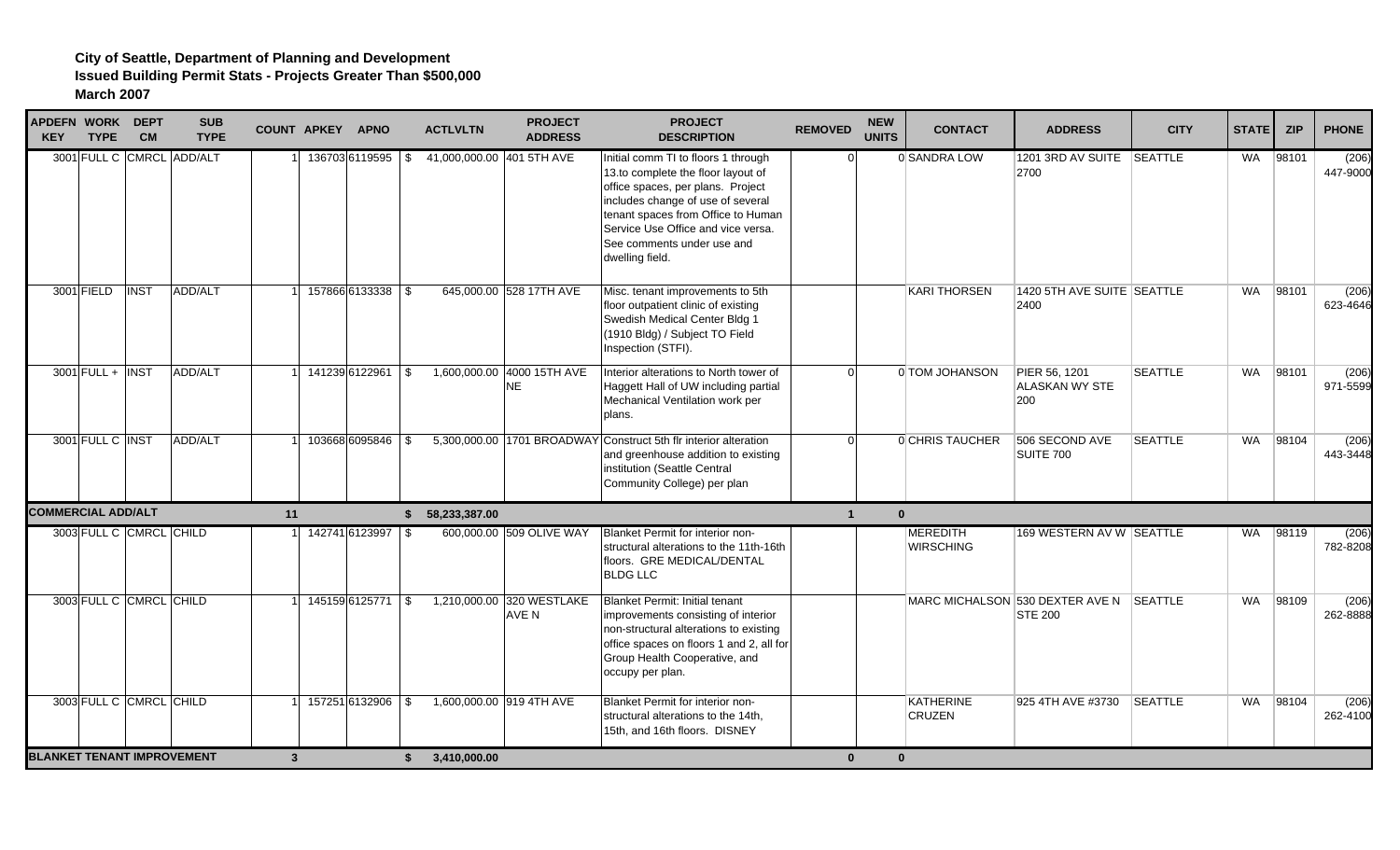**City of Seattle, Department of Planning and Development**
**Issued Building Permit Stats - Projects Greater Than $500,000**
**March 2007**

| APDEFN KEY | WORK TYPE | DEPT CM | SUB TYPE | COUNT | APKEY | APNO | ACTLVLTN | PROJECT ADDRESS | PROJECT DESCRIPTION | REMOVED | NEW UNITS | CONTACT | ADDRESS | CITY | STATE | ZIP | PHONE |
|---|---|---|---|---|---|---|---|---|---|---|---|---|---|---|---|---|---|
| 3001 | FULL C | CMRCL | ADD/ALT | 1 | 136703 | 6119595 | $ 41,000,000.00 | 401 5TH AVE | Initial comm TI to floors 1 through 13.to complete the floor layout of office spaces, per plans. Project includes change of use of several tenant spaces from Office to Human Service Use Office and vice versa. See comments under use and dwelling field. | 0 | 0 | SANDRA LOW | 1201 3RD AV SUITE 2700 | SEATTLE | WA | 98101 | (206) 447-9000 |
| 3001 | FIELD | INST | ADD/ALT | 1 | 157866 | 6133338 | $ 645,000.00 | 528 17TH AVE | Misc. tenant improvements to 5th floor outpatient clinic of existing Swedish Medical Center Bldg 1 (1910 Bldg) / Subject TO Field Inspection (STFI). | | | KARI THORSEN | 1420 5TH AVE SUITE 2400 | SEATTLE | WA | 98101 | (206) 623-4646 |
| 3001 | FULL + | INST | ADD/ALT | 1 | 141239 | 6122961 | $ 1,600,000.00 | 4000 15TH AVE NE | Interior alterations to North tower of Haggett Hall of UW including partial Mechanical Ventilation work per plans. | 0 | 0 | TOM JOHANSON | PIER 56, 1201 ALASKAN WY STE 200 | SEATTLE | WA | 98101 | (206) 971-5599 |
| 3001 | FULL C | INST | ADD/ALT | 1 | 103668 | 6095846 | $ 5,300,000.00 | 1701 BROADWAY | Construct 5th flr interior alteration and greenhouse addition to existing institution (Seattle Central Community College) per plan | 0 | 0 | CHRIS TAUCHER | 506 SECOND AVE SUITE 700 | SEATTLE | WA | 98104 | (206) 443-3448 |
| **COMMERCIAL ADD/ALT** | | | | **11** | | | **$ 58,233,387.00** | | | **1** | **0** | | | | | | |
| 3003 | FULL C | CMRCL | CHILD | 1 | 142741 | 6123997 | $ 600,000.00 | 509 OLIVE WAY | Blanket Permit for interior non-structural alterations to the 11th-16th floors. GRE MEDICAL/DENTAL BLDG LLC | | | MEREDITH WIRSCHING | 169 WESTERN AV W | SEATTLE | WA | 98119 | (206) 782-8208 |
| 3003 | FULL C | CMRCL | CHILD | 1 | 145159 | 6125771 | $ 1,210,000.00 | 320 WESTLAKE AVE N | Blanket Permit: Initial tenant improvements consisting of interior non-structural alterations to existing office spaces on floors 1 and 2, all for Group Health Cooperative, and occupy per plan. | | | MARC MICHALSON | 530 DEXTER AVE N STE 200 | SEATTLE | WA | 98109 | (206) 262-8888 |
| 3003 | FULL C | CMRCL | CHILD | 1 | 157251 | 6132906 | $ 1,600,000.00 | 919 4TH AVE | Blanket Permit for interior non-structural alterations to the 14th, 15th, and 16th floors. DISNEY | | | KATHERINE CRUZEN | 925 4TH AVE #3730 | SEATTLE | WA | 98104 | (206) 262-4100 |
| **BLANKET TENANT IMPROVEMENT** | | | | **3** | | | **$ 3,410,000.00** | | | **0** | **0** | | | | | | |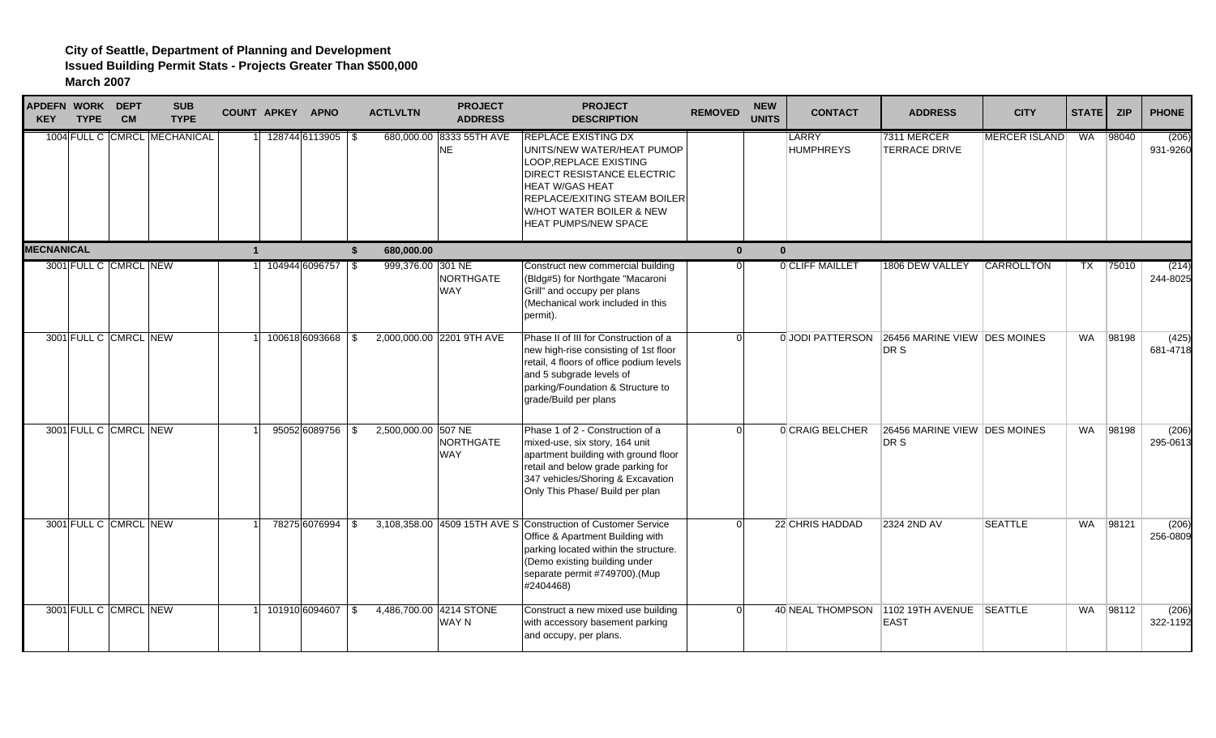**City of Seattle, Department of Planning and Development**
**Issued Building Permit Stats - Projects Greater Than $500,000**
**March 2007**

| APDEFN KEY | WORK TYPE | DEPT CM | SUB TYPE | COUNT | APKEY | APNO | ACTLVLTN | PROJECT ADDRESS | PROJECT DESCRIPTION | REMOVED | NEW UNITS | CONTACT | ADDRESS | CITY | STATE | ZIP | PHONE |
|---|---|---|---|---|---|---|---|---|---|---|---|---|---|---|---|---|---|
| 1004 | FULL C | CMRCL | MECHANICAL | 1 | 128744 | 6113905 | $ 680,000.00 | 8333 55TH AVE NE | REPLACE EXISTING DX UNITS/NEW WATER/HEAT PUMOP LOOP,REPLACE EXISTING DIRECT RESISTANCE ELECTRIC HEAT W/GAS HEAT REPLACE/EXITING STEAM BOILER W/HOT WATER BOILER & NEW HEAT PUMPS/NEW SPACE | | | LARRY HUMPHREYS | 7311 MERCER TERRACE DRIVE | MERCER ISLAND | WA | 98040 | (206) 931-9260 |
| **MECNANICAL** | | | | **1** | | | **$ 680,000.00** | | | **0** | **0** | | | | | | |
| 3001 | FULL C | CMRCL | NEW | 1 | 104944 | 6096757 | $ 999,376.00 | 301 NE NORTHGATE WAY | Construct new commercial building (Bldg#5) for Northgate "Macaroni Grill" and occupy per plans (Mechanical work included in this permit). | 0 | 0 | CLIFF MAILLET | 1806 DEW VALLEY | CARROLLTON | TX | 75010 | (214) 244-8025 |
| 3001 | FULL C | CMRCL | NEW | 1 | 100618 | 6093668 | $ 2,000,000.00 | 2201 9TH AVE | Phase II of III for Construction of a new high-rise consisting of 1st floor retail, 4 floors of office podium levels and 5 subgrade levels of parking/Foundation & Structure to grade/Build per plans | 0 | 0 | JODI PATTERSON | 26456 MARINE VIEW DR S | DES MOINES | WA | 98198 | (425) 681-4718 |
| 3001 | FULL C | CMRCL | NEW | 1 | 95052 | 6089756 | $ 2,500,000.00 | 507 NE NORTHGATE WAY | Phase 1 of 2 - Construction of a mixed-use, six story, 164 unit apartment building with ground floor retail and below grade parking for 347 vehicles/Shoring & Excavation Only This Phase/ Build per plan | 0 | 0 | CRAIG BELCHER | 26456 MARINE VIEW DR S | DES MOINES | WA | 98198 | (206) 295-0613 |
| 3001 | FULL C | CMRCL | NEW | 1 | 78275 | 6076994 | $ 3,108,358.00 | 4509 15TH AVE S | Construction of Customer Service Office & Apartment Building with parking located within the structure. (Demo existing building under separate permit #749700).(Mup #2404468) | 0 | 22 | CHRIS HADDAD | 2324 2ND AV | SEATTLE | WA | 98121 | (206) 256-0809 |
| 3001 | FULL C | CMRCL | NEW | 1 | 101910 | 6094607 | $ 4,486,700.00 | 4214 STONE WAY N | Construct a new mixed use building with accessory basement parking and occupy, per plans. | 0 | 40 | NEAL THOMPSON | 1102 19TH AVENUE EAST | SEATTLE | WA | 98112 | (206) 322-1192 |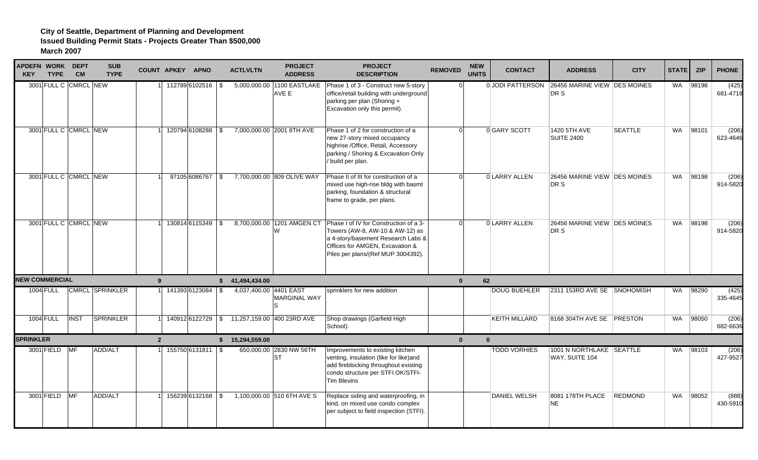**City of Seattle, Department of Planning and Development**
**Issued Building Permit Stats - Projects Greater Than $500,000**
**March 2007**

| APDEFN KEY | WORK TYPE | DEPT CM | SUB TYPE | COUNT | APKEY | APNO | ACTLVLTN | PROJECT ADDRESS | PROJECT DESCRIPTION | REMOVED | NEW UNITS | CONTACT | ADDRESS | CITY | STATE | ZIP | PHONE |
|---|---|---|---|---|---|---|---|---|---|---|---|---|---|---|---|---|---|
| 3001 | FULL C | CMRCL | NEW | 1 | 112789 | 6102516 | $ 5,000,000.00 | 1100 EASTLAKE AVE E | Phase 1 of 3 - Construct new 5-story office/retail building with underground parking per plan (Shoring + Excavation only this permit). | 0 | 0 | JODI PATTERSON | 26456 MARINE VIEW DR S | DES MOINES | WA | 98198 | (425) 681-4718 |
| 3001 | FULL C | CMRCL | NEW | 1 | 120794 | 6108288 | $ 7,000,000.00 | 2001 8TH AVE | Phase 1 of 2 for construction of a new 27-story mixed occupancy highrise /Office, Retail, Accessory parking / Shoring & Excavation Only / build per plan. | 0 | 0 | GARY SCOTT | 1420 5TH AVE SUITE 2400 | SEATTLE | WA | 98101 | (206) 623-4646 |
| 3001 | FULL C | CMRCL | NEW | 1 | 97105 | 6086767 | $ 7,700,000.00 | 809 OLIVE WAY | Phase II of III for construction of a mixed use high-rise bldg with basmt parking, foundation & structural frame to grade, per plans. | 0 | 0 | LARRY ALLEN | 26456 MARINE VIEW DR S | DES MOINES | WA | 98198 | (206) 914-5820 |
| 3001 | FULL C | CMRCL | NEW | 1 | 130814 | 6115349 | $ 8,700,000.00 | 1201 AMGEN CT W | Phase I of IV for Construction of a 3-Towers (AW-8, AW-10 & AW-12) as a 4-story/basement Research Labs & Offices for AMGEN, Excavation & Piles per plans/(Ref MUP 3004392). | 0 | 0 | LARRY ALLEN | 26456 MARINE VIEW DR S | DES MOINES | WA | 98198 | (206) 914-5820 |
| **NEW COMMERCIAL** | | | | **9** | | | **$ 41,494,434.00** | | | **0** | **62** | | | | | | |
| 1004 | FULL | CMRCL | SPRINKLER | 1 | 141393 | 6123084 | $ 4,037,400.00 | 4401 EAST MARGINAL WAY S | sprinklers for new addition | | | DOUG BUEHLER | 2311 153RD AVE SE | SNOHOMISH | WA | 98290 | (425) 335-4645 |
| 1004 | FULL | INST | SPRINKLER | 1 | 140912 | 6122729 | $ 11,257,159.00 | 400 23RD AVE | Shop drawings (Garfield High School). | | | KEITH MILLARD | 8168 304TH AVE SE | PRESTON | WA | 98050 | (206) 682-6636 |
| **SPRINKLER** | | | | **2** | | | **$ 15,294,559.00** | | | **0** | **0** | | | | | | |
| 3001 | FIELD | MF | ADD/ALT | 1 | 155750 | 6131811 | $ 650,000.00 | 2830 NW 56TH ST | Improvements to existing kitchen venting, insulation (like for like)and add fireblocking throughout existing condo structure per STFI.OK/STFI-Tim Blevins | | | TODD VORHIES | 1001 N NORTHLAKE WAY, SUITE 104 | SEATTLE | WA | 98103 | (206) 427-9527 |
| 3001 | FIELD | MF | ADD/ALT | 1 | 156239 | 6132168 | $ 1,100,000.00 | 510 6TH AVE S | Replace siding and waterproofing, in kind, on mixed use condo complex per subject to field inspection (STFI). | | | DANIEL WELSH | 8081 178TH PLACE NE | REDMOND | WA | 98052 | (888) 430-5910 |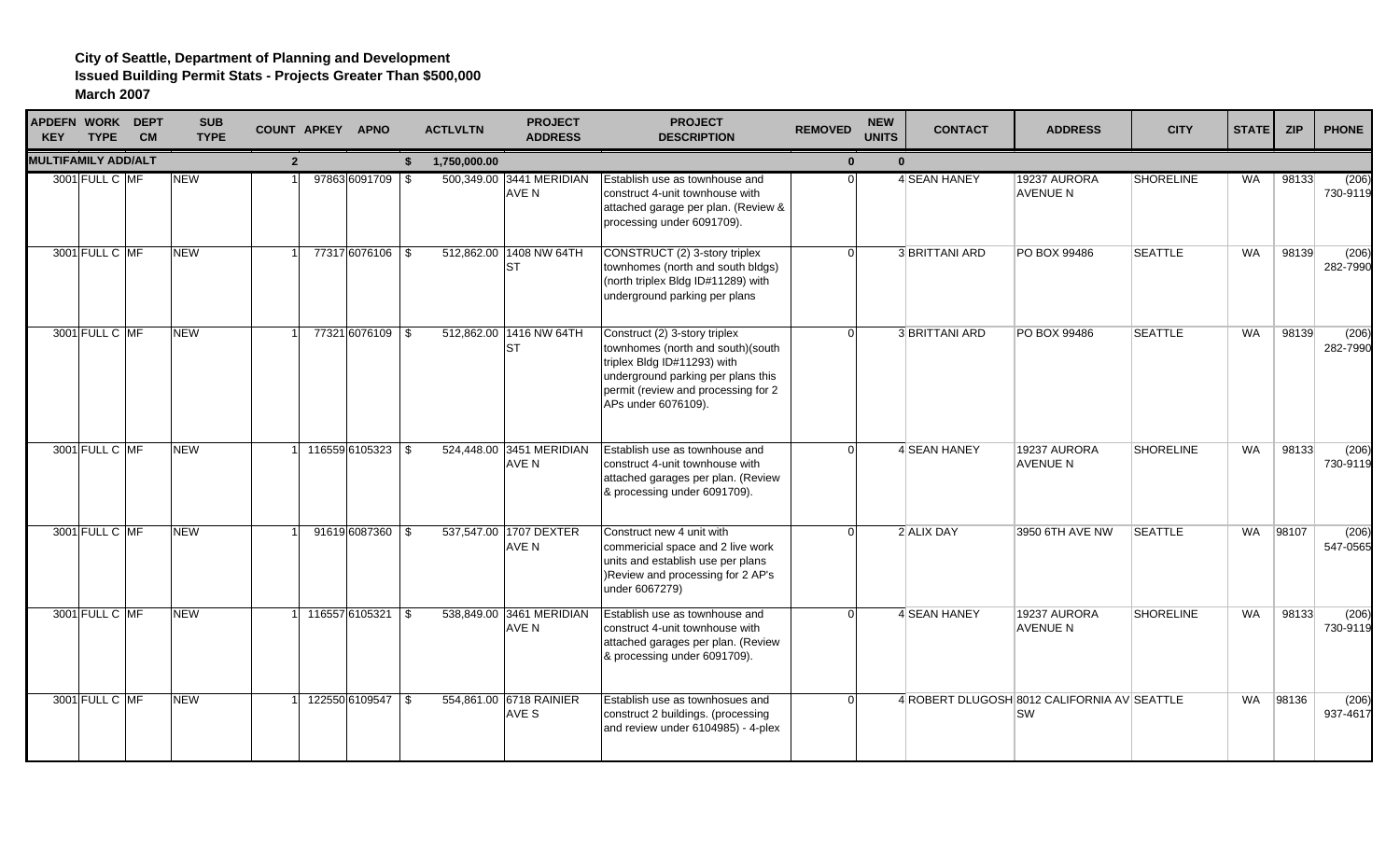**City of Seattle, Department of Planning and Development**
**Issued Building Permit Stats - Projects Greater Than $500,000**
**March 2007**

| APDEFN KEY | WORK TYPE | DEPT CM | SUB TYPE | COUNT | APKEY | APNO | | ACTLVLTN | PROJECT ADDRESS | PROJECT DESCRIPTION | REMOVED | NEW UNITS | CONTACT | ADDRESS | CITY | STATE | ZIP | PHONE |
|---|---|---|---|---|---|---|---|---|---|---|---|---|---|---|---|---|---|---|
| **MULTIFAMILY ADD/ALT** | | | | **2** | | | **$** | **1,750,000.00** | | | **0** | **0** | | | | | | |
| 3001 | FULL C | MF | NEW | 1 | 97863 | 6091709 | $ | 500,349.00 | 3441 MERIDIAN AVE N | Establish use as townhouse and construct 4-unit townhouse with attached garage per plan. (Review & processing under 6091709). | 0 | 4 | SEAN HANEY | 19237 AURORA AVENUE N | SHORELINE | WA | 98133 | (206) 730-9119 |
| 3001 | FULL C | MF | NEW | 1 | 77317 | 6076106 | $ | 512,862.00 | 1408 NW 64TH ST | CONSTRUCT (2) 3-story triplex townhomes (north and south bldgs) (north triplex Bldg ID#11289) with underground parking per plans | 0 | 3 | BRITTANI ARD | PO BOX 99486 | SEATTLE | WA | 98139 | (206) 282-7990 |
| 3001 | FULL C | MF | NEW | 1 | 77321 | 6076109 | $ | 512,862.00 | 1416 NW 64TH ST | Construct (2) 3-story triplex townhomes (north and south)(south triplex Bldg ID#11293) with underground parking per plans this permit (review and processing for 2 APs under 6076109). | 0 | 3 | BRITTANI ARD | PO BOX 99486 | SEATTLE | WA | 98139 | (206) 282-7990 |
| 3001 | FULL C | MF | NEW | 1 | 116559 | 6105323 | $ | 524,448.00 | 3451 MERIDIAN AVE N | Establish use as townhouse and construct 4-unit townhouse with attached garages per plan. (Review & processing under 6091709). | 0 | 4 | SEAN HANEY | 19237 AURORA AVENUE N | SHORELINE | WA | 98133 | (206) 730-9119 |
| 3001 | FULL C | MF | NEW | 1 | 91619 | 6087360 | $ | 537,547.00 | 1707 DEXTER AVE N | Construct new 4 unit with commericial space and 2 live work units and establish use per plans )Review and processing for 2 AP's under 6067279) | 0 | 2 | ALIX DAY | 3950 6TH AVE NW | SEATTLE | WA | 98107 | (206) 547-0565 |
| 3001 | FULL C | MF | NEW | 1 | 116557 | 6105321 | $ | 538,849.00 | 3461 MERIDIAN AVE N | Establish use as townhouse and construct 4-unit townhouse with attached garages per plan. (Review & processing under 6091709). | 0 | 4 | SEAN HANEY | 19237 AURORA AVENUE N | SHORELINE | WA | 98133 | (206) 730-9119 |
| 3001 | FULL C | MF | NEW | 1 | 122550 | 6109547 | $ | 554,861.00 | 6718 RAINIER AVE S | Establish use as townhosues and construct 2 buildings. (processing and review under 6104985) - 4-plex | 0 | 4 | ROBERT DLUGOSH | 8012 CALIFORNIA AV SW | SEATTLE | WA | 98136 | (206) 937-4617 |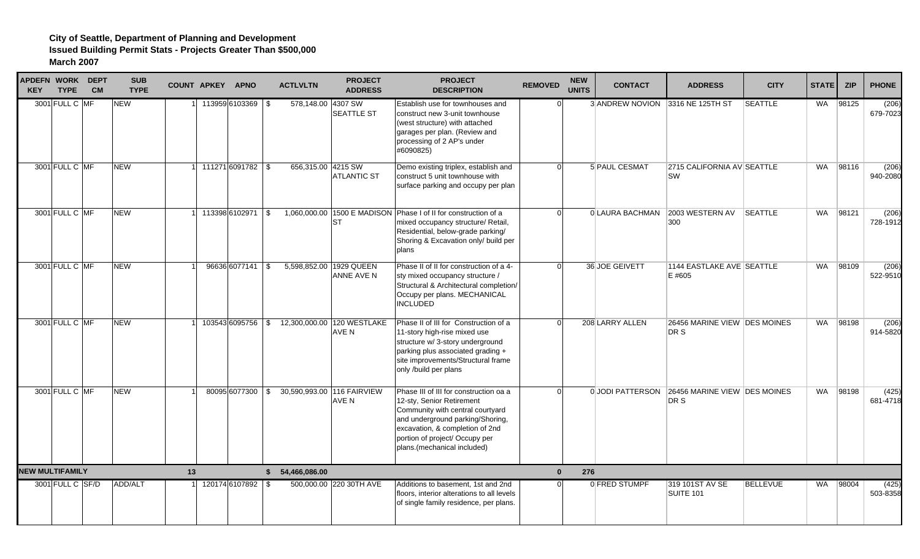**City of Seattle, Department of Planning and Development**
**Issued Building Permit Stats - Projects Greater Than $500,000**
**March 2007**

| APDEFN KEY | WORK TYPE | DEPT CM | SUB TYPE | COUNT | APKEY | APNO | ACTLVLTN | PROJECT ADDRESS | PROJECT DESCRIPTION | REMOVED | NEW UNITS | CONTACT | ADDRESS | CITY | STATE | ZIP | PHONE |
|---|---|---|---|---|---|---|---|---|---|---|---|---|---|---|---|---|---|
| 3001 | FULL C | MF | NEW | 1 | 113959 | 6103369 | $ 578,148.00 | 4307 SW SEATTLE ST | Establish use for townhouses and construct new 3-unit townhouse (west structure) with attached garages per plan. (Review and processing of 2 AP's under #6090825) | 0 | 3 | ANDREW NOVION | 3316 NE 125TH ST | SEATTLE | WA | 98125 | (206) 679-7023 |
| 3001 | FULL C | MF | NEW | 1 | 111271 | 6091782 | $ 656,315.00 | 4215 SW ATLANTIC ST | Demo existing triplex, establish and construct 5 unit townhouse with surface parking and occupy per plan | 0 | 5 | PAUL CESMAT | 2715 CALIFORNIA AV SW | SEATTLE | WA | 98116 | (206) 940-2080 |
| 3001 | FULL C | MF | NEW | 1 | 113398 | 6102971 | $ 1,060,000.00 | 1500 E MADISON ST | Phase I of II for construction of a mixed occupancy structure/ Retail, Residential, below-grade parking/ Shoring & Excavation only/ build per plans | 0 | 0 | LAURA BACHMAN | 2003 WESTERN AV 300 | SEATTLE | WA | 98121 | (206) 728-1912 |
| 3001 | FULL C | MF | NEW | 1 | 96636 | 6077141 | $ 5,598,852.00 | 1929 QUEEN ANNE AVE N | Phase II of II for construction of a 4-sty mixed occupancy structure / Structural & Architectural completion/ Occupy per plans. MECHANICAL INCLUDED | 0 | 36 | JOE GEIVETT | 1144 EASTLAKE AVE E #605 | SEATTLE | WA | 98109 | (206) 522-9510 |
| 3001 | FULL C | MF | NEW | 1 | 103543 | 6095756 | $ 12,300,000.00 | 120 WESTLAKE AVE N | Phase II of III for Construction of a 11-story high-rise mixed use structure w/ 3-story underground parking plus associated grading + site improvements/Structural frame only /build per plans | 0 | 208 | LARRY ALLEN | 26456 MARINE VIEW DR S | DES MOINES | WA | 98198 | (206) 914-5820 |
| 3001 | FULL C | MF | NEW | 1 | 80095 | 6077300 | $ 30,590,993.00 | 116 FAIRVIEW AVE N | Phase III of III for construction oa a 12-sty, Senior Retirement Community with central courtyard and underground parking/Shoring, excavation, & completion of 2nd portion of project/ Occupy per plans.(mechanical included) | 0 | 0 | JODI PATTERSON | 26456 MARINE VIEW DR S | DES MOINES | WA | 98198 | (425) 681-4718 |
| **NEW MULTIFAMILY** | | | | **13** | | | **$ 54,466,086.00** | | | **0** | **276** | | | | | | |
| 3001 | FULL C | SF/D | ADD/ALT | 1 | 120174 | 6107892 | $ 500,000.00 | 220 30TH AVE | Additions to basement, 1st and 2nd floors, interior alterations to all levels of single family residence, per plans. | 0 | 0 | FRED STUMPF | 319 101ST AV SE SUITE 101 | BELLEVUE | WA | 98004 | (425) 503-8358 |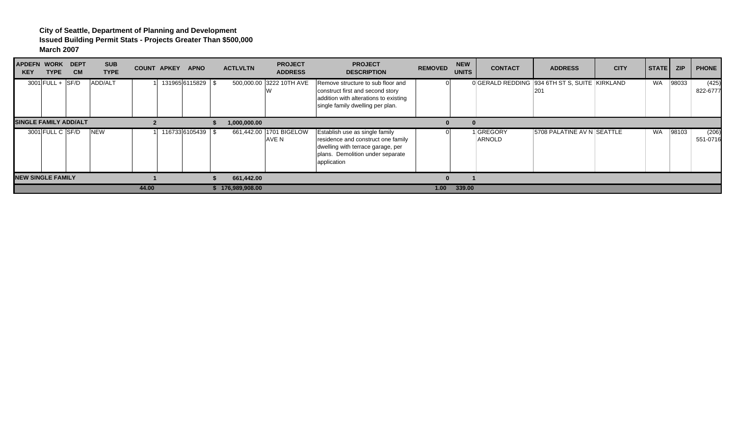**City of Seattle, Department of Planning and Development**
**Issued Building Permit Stats - Projects Greater Than $500,000**
**March 2007**

| APDEFN KEY | WORK TYPE | DEPT CM | SUB TYPE | COUNT | APKEY | APNO | ACTLVLTN | PROJECT ADDRESS | PROJECT DESCRIPTION | REMOVED | NEW UNITS | CONTACT | ADDRESS | CITY | STATE | ZIP | PHONE |
|---|---|---|---|---|---|---|---|---|---|---|---|---|---|---|---|---|---|
| 3001 | FULL + | SF/D | ADD/ALT | 1 | 131965 | 6115829 | $ 500,000.00 | 3222 10TH AVE W | Remove structure to sub floor and construct first and second story addition with alterations to existing single family dwelling per plan. | 0 | 0 | GERALD REDDING | 934 6TH ST S, SUITE 201 | KIRKLAND | WA | 98033 | (425) 822-6777 |
| **SINGLE FAMILY ADD/ALT** | | | | **2** | | | **$ 1,000,000.00** | | | **0** | **0** | | | | | | |
| 3001 | FULL C | SF/D | NEW | 1 | 116733 | 6105439 | $ 661,442.00 | 1701 BIGELOW AVE N | Establish use as single family residence and construct one family dwelling with terrace garage, per plans. Demolition under separate application | 0 | 1 | GREGORY ARNOLD | 5708 PALATINE AV N | SEATTLE | WA | 98103 | (206) 551-0716 |
| **NEW SINGLE FAMILY** | | | | **1** | | | **$ 661,442.00** | | | **0** | **1** | | | | | | |
| | | | | **44.00** | | | **$ 176,989,908.00** | | | **1.00** | **339.00** | | | | | | |